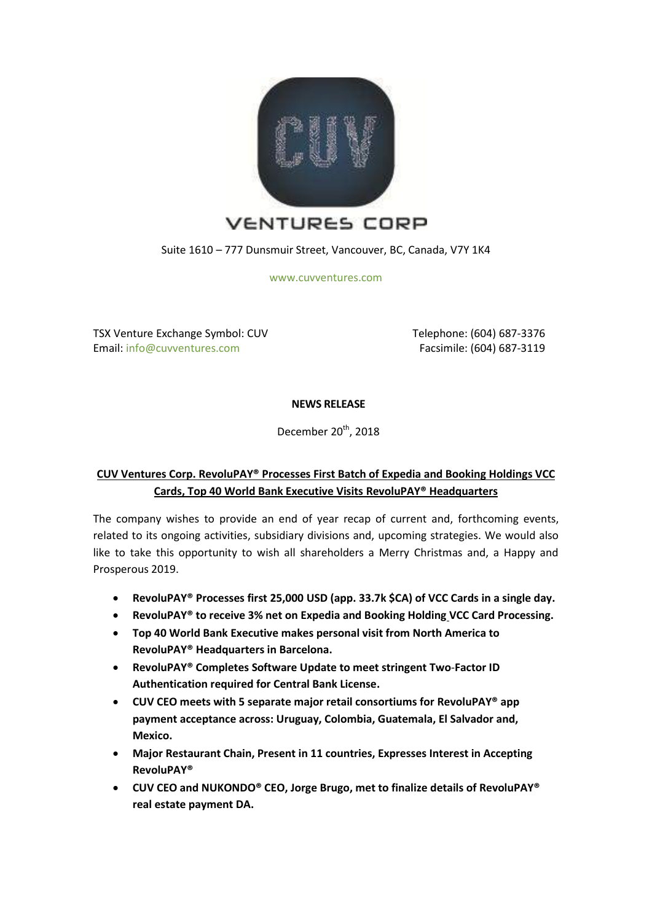VENTURES CORP

Suite 1610 – 777 Dunsmuir Street, Vancouver, BC, Canada, V7Y 1K4

www.cuvventures.com

TSX Venture Exchange Symbol: CUV
Email: info@cuvventures.com

Telephone: (604) 687-3376
Facsimile: (604) 687-3119

**NEWS RELEASE**

December 20th, 2018

## CUV Ventures Corp. RevoluPAY® Processes First Batch of Expedia and Booking Holdings VCC Cards, Top 40 World Bank Executive Visits RevoluPAY® Headquarters

The company wishes to provide an end of year recap of current and, forthcoming events, related to its ongoing activities, subsidiary divisions and, upcoming strategies. We would also like to take this opportunity to wish all shareholders a Merry Christmas and, a Happy and Prosperous 2019.

- **RevoluPAY® Processes first 25,000 USD (app. 33.7k $CA) of VCC Cards in a single day.**
- **RevoluPAY® to receive 3% net on Expedia and Booking Holding VCC Card Processing.**
- **Top 40 World Bank Executive makes personal visit from North America to RevoluPAY® Headquarters in Barcelona.**
- **RevoluPAY® Completes Software Update to meet stringent Two-Factor ID Authentication required for Central Bank License.**
- **CUV CEO meets with 5 separate major retail consortiums for RevoluPAY® app payment acceptance across: Uruguay, Colombia, Guatemala, El Salvador and, Mexico.**
- **Major Restaurant Chain, Present in 11 countries, Expresses Interest in Accepting RevoluPAY®**
- **CUV CEO and NUKONDO® CEO, Jorge Brugo, met to finalize details of RevoluPAY® real estate payment DA.**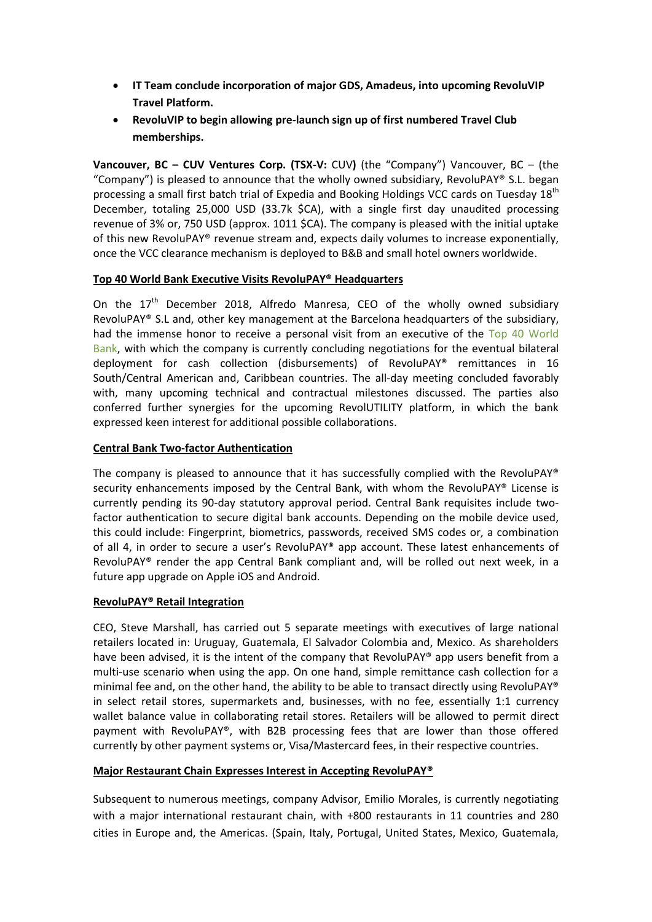- **IT Team conclude incorporation of major GDS, Amadeus, into upcoming RevoluVIP Travel Platform.**
- **RevoluVIP to begin allowing pre-launch sign up of first numbered Travel Club memberships.**

**Vancouver, BC – CUV Ventures Corp. (TSX-V:** CUV**)** (the "Company") Vancouver, BC – (the "Company") is pleased to announce that the wholly owned subsidiary, RevoluPAY® S.L. began processing a small first batch trial of Expedia and Booking Holdings VCC cards on Tuesday 18th December, totaling 25,000 USD (33.7k $CA), with a single first day unaudited processing revenue of 3% or, 750 USD (approx. 1011 $CA). The company is pleased with the initial uptake of this new RevoluPAY® revenue stream and, expects daily volumes to increase exponentially, once the VCC clearance mechanism is deployed to B&B and small hotel owners worldwide.

**Top 40 World Bank Executive Visits RevoluPAY® Headquarters**

On the 17th December 2018, Alfredo Manresa, CEO of the wholly owned subsidiary RevoluPAY® S.L and, other key management at the Barcelona headquarters of the subsidiary, had the immense honor to receive a personal visit from an executive of the Top 40 World Bank, with which the company is currently concluding negotiations for the eventual bilateral deployment for cash collection (disbursements) of RevoluPAY® remittances in 16 South/Central American and, Caribbean countries. The all-day meeting concluded favorably with, many upcoming technical and contractual milestones discussed. The parties also conferred further synergies for the upcoming RevolUTILITY platform, in which the bank expressed keen interest for additional possible collaborations.

**Central Bank Two-factor Authentication**

The company is pleased to announce that it has successfully complied with the RevoluPAY® security enhancements imposed by the Central Bank, with whom the RevoluPAY® License is currently pending its 90-day statutory approval period. Central Bank requisites include two-factor authentication to secure digital bank accounts. Depending on the mobile device used, this could include: Fingerprint, biometrics, passwords, received SMS codes or, a combination of all 4, in order to secure a user's RevoluPAY® app account. These latest enhancements of RevoluPAY® render the app Central Bank compliant and, will be rolled out next week, in a future app upgrade on Apple iOS and Android.

**RevoluPAY® Retail Integration**

CEO, Steve Marshall, has carried out 5 separate meetings with executives of large national retailers located in: Uruguay, Guatemala, El Salvador Colombia and, Mexico. As shareholders have been advised, it is the intent of the company that RevoluPAY® app users benefit from a multi-use scenario when using the app. On one hand, simple remittance cash collection for a minimal fee and, on the other hand, the ability to be able to transact directly using RevoluPAY® in select retail stores, supermarkets and, businesses, with no fee, essentially 1:1 currency wallet balance value in collaborating retail stores. Retailers will be allowed to permit direct payment with RevoluPAY®, with B2B processing fees that are lower than those offered currently by other payment systems or, Visa/Mastercard fees, in their respective countries.

**Major Restaurant Chain Expresses Interest in Accepting RevoluPAY®**

Subsequent to numerous meetings, company Advisor, Emilio Morales, is currently negotiating with a major international restaurant chain, with +800 restaurants in 11 countries and 280 cities in Europe and, the Americas. (Spain, Italy, Portugal, United States, Mexico, Guatemala,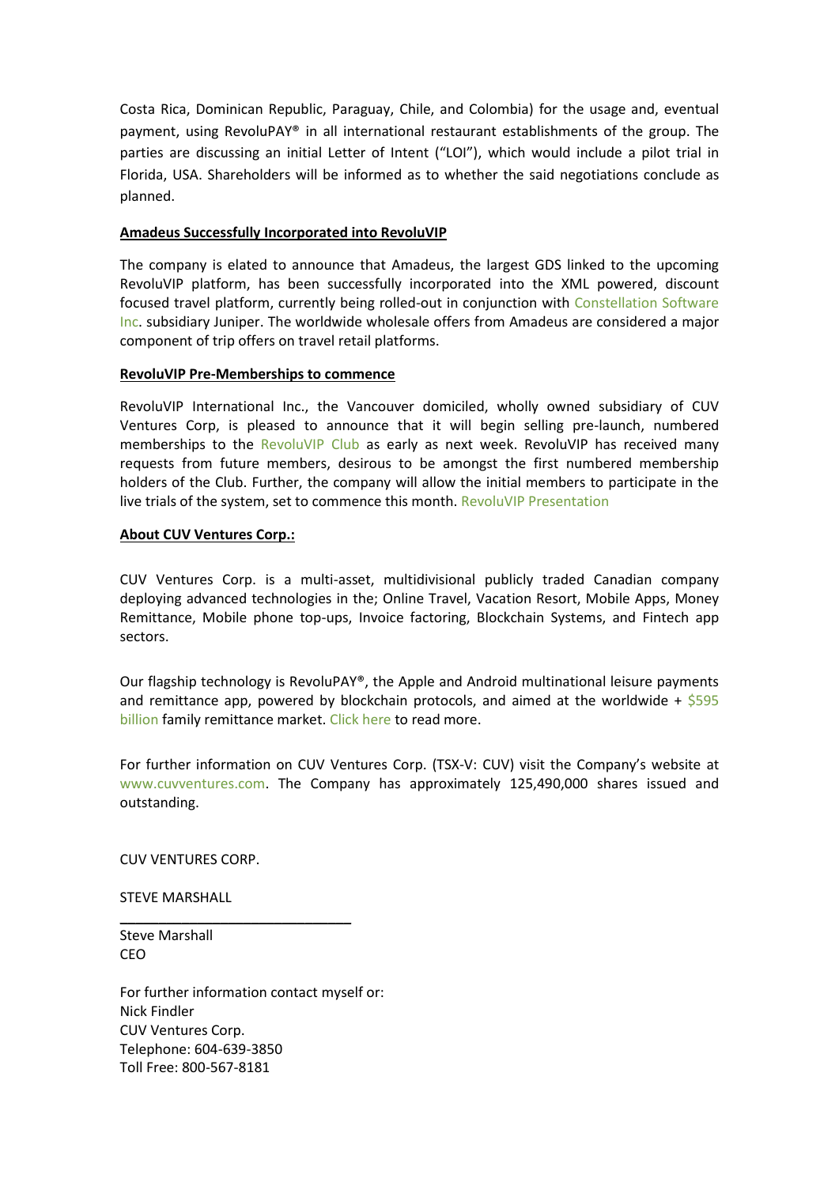Costa Rica, Dominican Republic, Paraguay, Chile, and Colombia) for the usage and, eventual payment, using RevoluPAY® in all international restaurant establishments of the group. The parties are discussing an initial Letter of Intent ("LOI"), which would include a pilot trial in Florida, USA. Shareholders will be informed as to whether the said negotiations conclude as planned.

**Amadeus Successfully Incorporated into RevoluVIP**

The company is elated to announce that Amadeus, the largest GDS linked to the upcoming RevoluVIP platform, has been successfully incorporated into the XML powered, discount focused travel platform, currently being rolled-out in conjunction with Constellation Software Inc. subsidiary Juniper. The worldwide wholesale offers from Amadeus are considered a major component of trip offers on travel retail platforms.

**RevoluVIP Pre-Memberships to commence**

RevoluVIP International Inc., the Vancouver domiciled, wholly owned subsidiary of CUV Ventures Corp, is pleased to announce that it will begin selling pre-launch, numbered memberships to the RevoluVIP Club as early as next week. RevoluVIP has received many requests from future members, desirous to be amongst the first numbered membership holders of the Club. Further, the company will allow the initial members to participate in the live trials of the system, set to commence this month. RevoluVIP Presentation

**About CUV Ventures Corp.:**

CUV Ventures Corp. is a multi-asset, multidivisional publicly traded Canadian company deploying advanced technologies in the; Online Travel, Vacation Resort, Mobile Apps, Money Remittance, Mobile phone top-ups, Invoice factoring, Blockchain Systems, and Fintech app sectors.

Our flagship technology is RevoluPAY®, the Apple and Android multinational leisure payments and remittance app, powered by blockchain protocols, and aimed at the worldwide + $595 billion family remittance market. Click here to read more.

For further information on CUV Ventures Corp. (TSX-V: CUV) visit the Company's website at www.cuvventures.com. The Company has approximately 125,490,000 shares issued and outstanding.

CUV VENTURES CORP.

STEVE MARSHALL

______________________________

Steve Marshall
CEO

For further information contact myself or:
Nick Findler
CUV Ventures Corp.
Telephone: 604-639-3850
Toll Free: 800-567-8181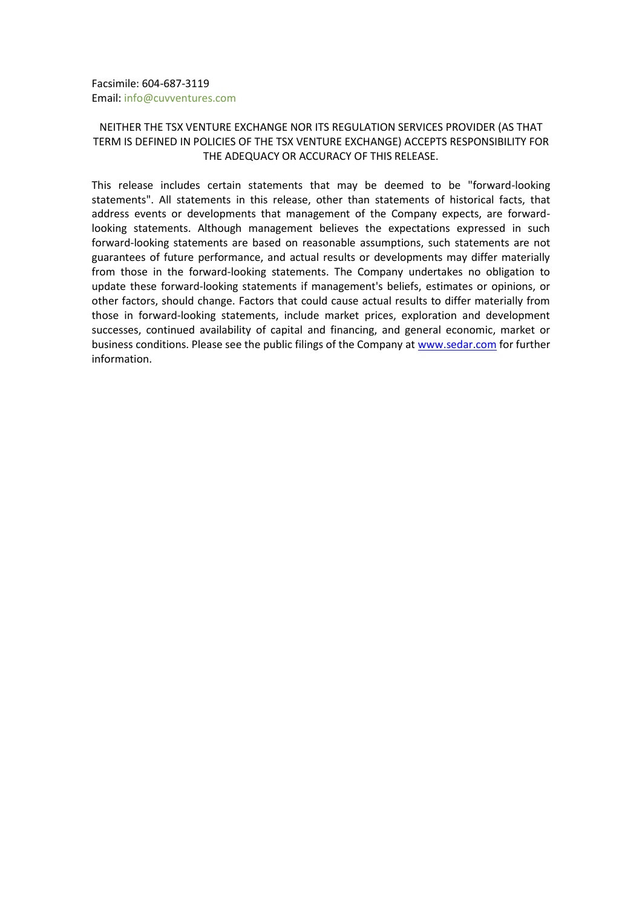Facsimile: 604-687-3119
Email: info@cuvventures.com

NEITHER THE TSX VENTURE EXCHANGE NOR ITS REGULATION SERVICES PROVIDER (AS THAT TERM IS DEFINED IN POLICIES OF THE TSX VENTURE EXCHANGE) ACCEPTS RESPONSIBILITY FOR THE ADEQUACY OR ACCURACY OF THIS RELEASE.

This release includes certain statements that may be deemed to be "forward-looking statements". All statements in this release, other than statements of historical facts, that address events or developments that management of the Company expects, are forward-looking statements. Although management believes the expectations expressed in such forward-looking statements are based on reasonable assumptions, such statements are not guarantees of future performance, and actual results or developments may differ materially from those in the forward-looking statements. The Company undertakes no obligation to update these forward-looking statements if management's beliefs, estimates or opinions, or other factors, should change. Factors that could cause actual results to differ materially from those in forward-looking statements, include market prices, exploration and development successes, continued availability of capital and financing, and general economic, market or business conditions. Please see the public filings of the Company at www.sedar.com for further information.